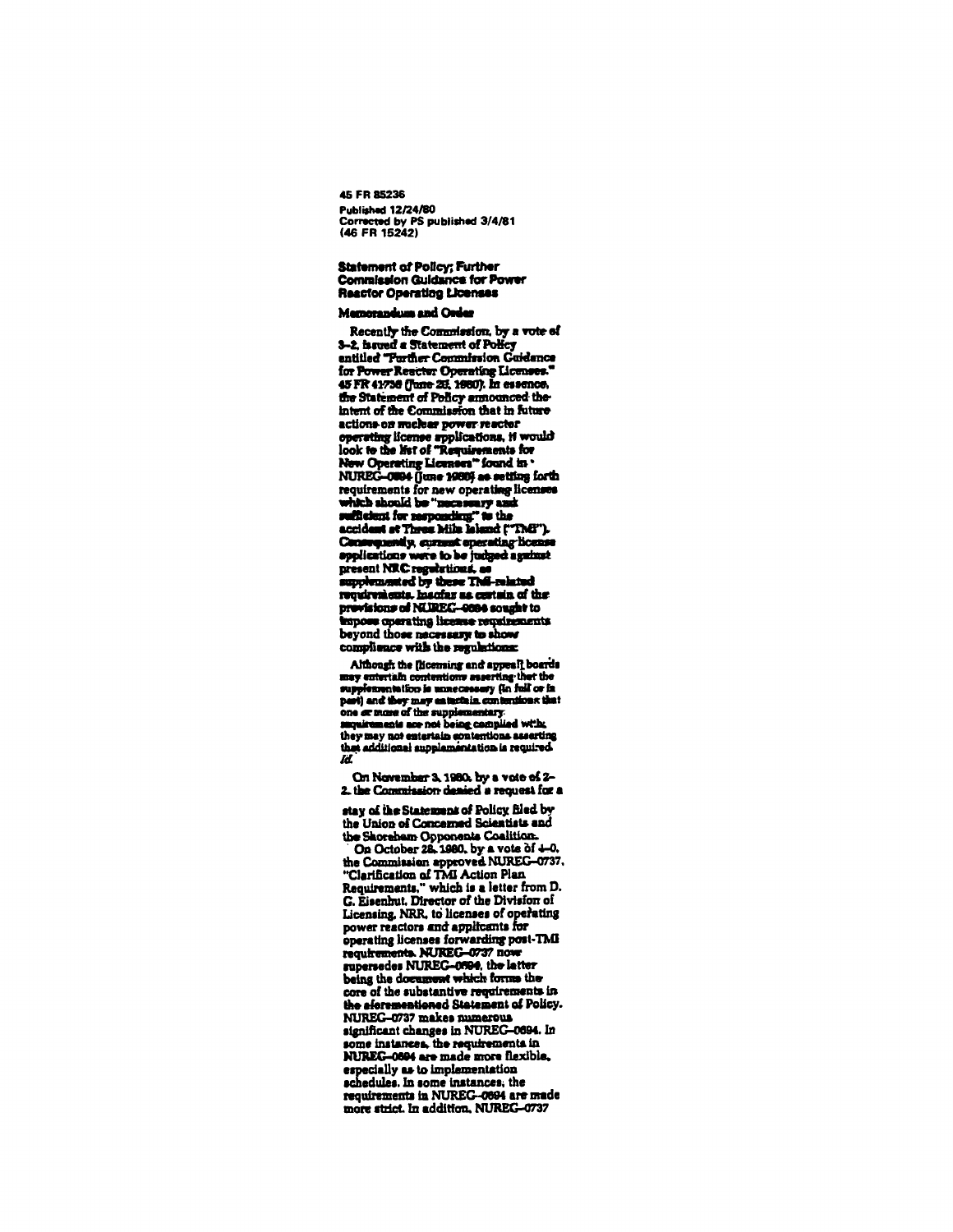45 FR 85236
Published 12/24/80
Corrected by PS published 3/4/81
(46 FR 15242)

## Statement of Policy; Further Commission Guidance for Power Reactor Operating Licenses

### Memorandum and Order

Recently the Commission, by a vote of 3–2, issued a Statement of Policy entitled "Further Commission Guidance for Power Reactor Operating Licenses." 45 FR 41738 (June 20, 1980). In essence, the Statement of Policy announced the intent of the Commission that in future actions on nuclear power reactor operating license applications, it would look to the list of "Requirements for New Operating Licenses" found in NUREG–0694 (June 1980) as setting forth requirements for new operating licenses which should be "necessary and sufficient for responding" to the accident at Three Mile Island ("TMI"). Consequently, current operating license applications were to be judged against present NRC regulations, as supplemented by these TMI-related requirements. Insofar as certain of the provisions of NUREG–0694 sought to impose operating license requirements beyond those necessary to show compliance with the regulations:

> Although the [licensing and appeal] boards may entertain contentions asserting that the supplementation is unnecessary (in full or in part) and they may entertain contentions that one or more of the supplementary requirements are not being complied with, they may not entertain contentions asserting that additional supplementation is required. *Id.*

On November 3, 1980, by a vote of 2–2, the Commission denied a request for a stay of the Statement of Policy filed by the Union of Concerned Scientists and the Shoreham Opponents Coalition.

On October 28, 1980, by a vote of 4–0, the Commission approved NUREG–0737, "Clarification of TMI Action Plan Requirements," which is a letter from D. G. Eisenhut, Director of the Division of Licensing, NRR, to licensees of operating power reactors and applicants for operating licenses forwarding post-TMI requirements. NUREG–0737 now supersedes NUREG–0694, the latter being the document which forms the core of the substantive requirements in the aforementioned Statement of Policy. NUREG–0737 makes numerous significant changes in NUREG–0694. In some instances, the requirements in NUREG–0694 are made more flexible, especially as to implementation schedules. In some instances, the requirements in NUREG–0694 are made more strict. In addition, NUREG–0737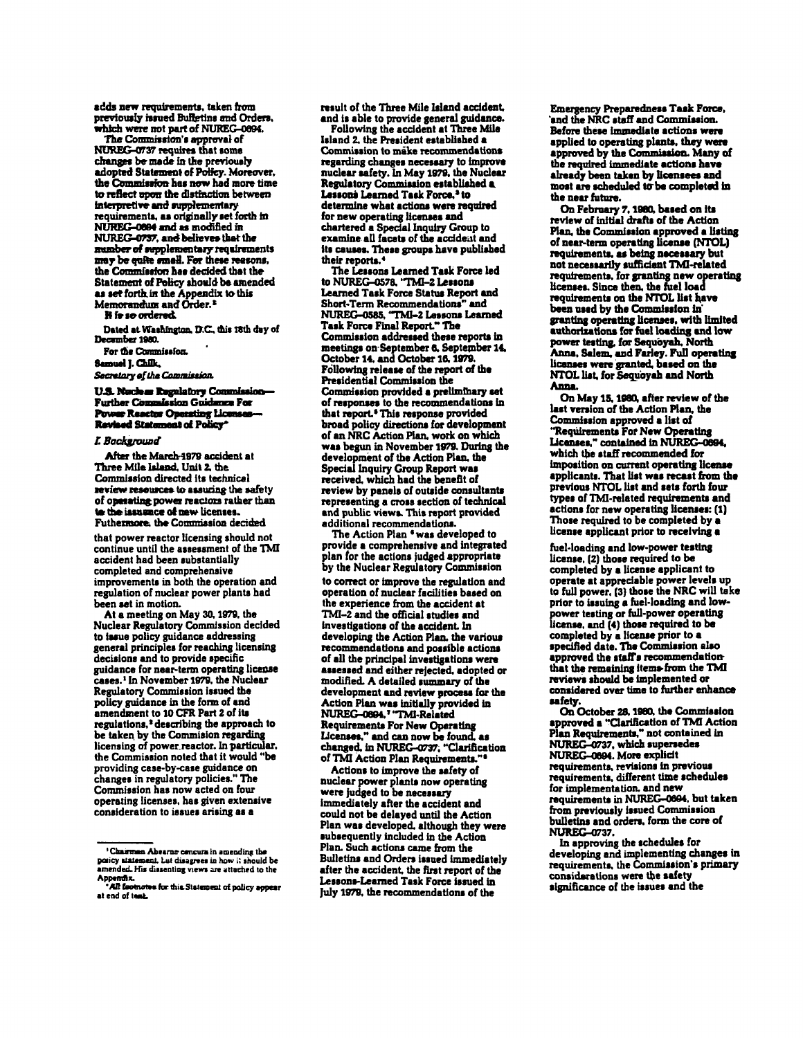adds new requirements, taken from previously issued Bulletins and Orders, which were not part of NUREG-0694.

The Commission's approval of NUREG-0737 requires that some changes be made in the previously adopted Statement of Policy. Moreover, the Commission has now had more time to reflect upon the distinction between interpretive and supplementary requirements, as originally set forth in NUREG-0694 and as modified in NUREG-0737, and believes that the number of supplementary requirements may be quite small. For these reasons, the Commission has decided that the Statement of Policy should be amended as set forth in the Appendix to this Memorandum and Order.[1]

It is so ordered.

Dated at Washington, D.C., this 18th day of December 1980.

For the Commission.

Samuel J. Chilk,

*Secretary of the Commission.*

**U.S. Nuclear Regulatory Commission—Further Commission Guidance For Power Reactor Operating Licenses—Revised Statement of Policy***

*I. Background*

After the March 1979 accident at Three Mile Island, Unit 2, the Commission directed its technical review resources to assuring the safety of operating power reactors rather than to the issuance of new licenses. Futhermore, the Commission decided that power reactor licensing should not continue until the assessment of the TMI accident had been substantially completed and comprehensive improvements in both the operation and regulation of nuclear power plants had been set in motion.

At a meeting on May 30, 1979, the Nuclear Regulatory Commission decided to issue policy guidance addressing general principles for reaching licensing decisions and to provide specific guidance for near-term operating license cases.[1] In November 1979, the Nuclear Regulatory Commission issued the policy guidance in the form of and amendment to 10 CFR Part 2 of its regulations,[2] describing the approach to be taken by the Commision regarding licensing of power reactor. In particular, the Commission noted that it would "be providing case-by-case guidance on changes in regulatory policies." The Commission has now acted on four operating licenses, has given extensive consideration to issues arising as a result of the Three Mile Island accident, and is able to provide general guidance.

Following the accident at Three Mile Island, the President established a Commission to make recommendations regarding changes necessary to improve nuclear safety. In May 1979, the Nuclear Regulatory Commission established a Lessons Learned Task Force,[3] to determine what actions were required for new operating licenses and chartered a Special Inquiry Group to examine all facets of the accident and its causes. These groups have published their reports.[4]

The Lessons Learned Task Force led to NUREG-0578, "TMI-2 Lessons Learned Task Force Status Report and Short-Term Recommendations" and NUREG-0585, "TMI-2 Lessons Learned Task Force Final Report." The Commission addressed these reports in meetings on September 6, September 14, October 14, and October 16, 1979. Following release of the report of the Presidential Commission the Commission provided a preliminary set of responses to the recommendations in that report.[5] This response provided broad policy directions for development of an NRC Action Plan, work on which was begun in November 1979. During the development of the Action Plan, the Special Inquiry Group Report was received, which had the benefit of review by panels of outside consultants representing a cross section of technical and public views. This report provided additional recommendations.

The Action Plan[6] was developed to provide a comprehensive and integrated plan for the actions judged appropriate by the Nuclear Regulatory Commission to correct or improve the regulation and operation of nuclear facilities based on the experience from the accident at TMI-2 and the official studies and investigations of the accident. In developing the Action Plan, the various recommendations and possible actions of all the principal investigations were assessed and either rejected, adopted or modified. A detailed summary of the development and review process for the Action Plan was initially provided in NUREG-0694,[7] "TMI-Related Requirements For New Operating Licenses," and can now be found, as changed, in NUREG-0737, "Clarification of TMI Action Plan Requirements."[8]

Actions to improve the safety of nuclear power plants now operating were judged to be necessary immediately after the accident and could not be delayed until the Action Plan was developed, although they were subsequently included in the Action Plan. Such actions came from the Bulletins and Orders issued immediately after the accident, the first report of the Lessons-Learned Task Force issued in July 1979, the recommendations of the Emergency Preparedness Task Force, and the NRC staff and Commission. Before these immediate actions were applied to operating plants, they were approved by the Commission. Many of the required immediate actions have already been taken by licensees and most are scheduled to be completed in the near future.

On February 7, 1980, based on its review of initial drafts of the Action Plan, the Commission approved a listing of near-term operating license (NTOL) requirements, as being necessary but not necessarily sufficient TMI-related requirements, for granting new operating licenses. Since then, the fuel load requirements on the NTOL list have been used by the Commission in granting operating licenses, with limited authorizations for fuel loading and low power testing, for Sequoyah, North Anna, Salem, and Farley. Full operating licenses were granted, based on the NTOL list, for Sequoyah and North Anna.

On May 15, 1980, after review of the last version of the Action Plan, the Commission approved a list of "Requirements For New Operating Licenses," contained in NUREG-0694, which the staff recommended for imposition on current operating license applicants. That list was recast from the previous NTOL list and sets forth four types of TMI-related requirements and actions for new operating licenses: (1) Those required to be completed by a license applicant prior to receiving a fuel-loading and low-power testing license, (2) those required to be completed by a license applicant to operate at appreciable power levels up to full power, (3) those the NRC will take prior to issuing a fuel-loading and low-power testing or full-power operating license, and (4) those required to be completed by a license prior to a specified date. The Commission also approved the staff's recommendation that the remaining items from the TMI reviews should be implemented or considered over time to further enhance safety.

On October 28, 1980, the Commission approved a "Clarification of TMI Action Plan Requirements," not contained in NUREG-0737, which supersedes NUREG-0694. More explicit requirements, revisions in previous requirements, different time schedules for implementation, and new requirements in NUREG-0694, but taken from previously issued Commission bulletins and orders, form the core of NUREG-0737.

In approving the schedules for developing and implementing changes in requirements, the Commission's primary considerations were the safety significance of the issues and the

---

[1] Chairman Ahearne concurs in amending the policy statement, but disagrees in how it should be amended. His dissenting views are attached to the Appendix.

* All footnotes for this Statement of policy appear at end of text.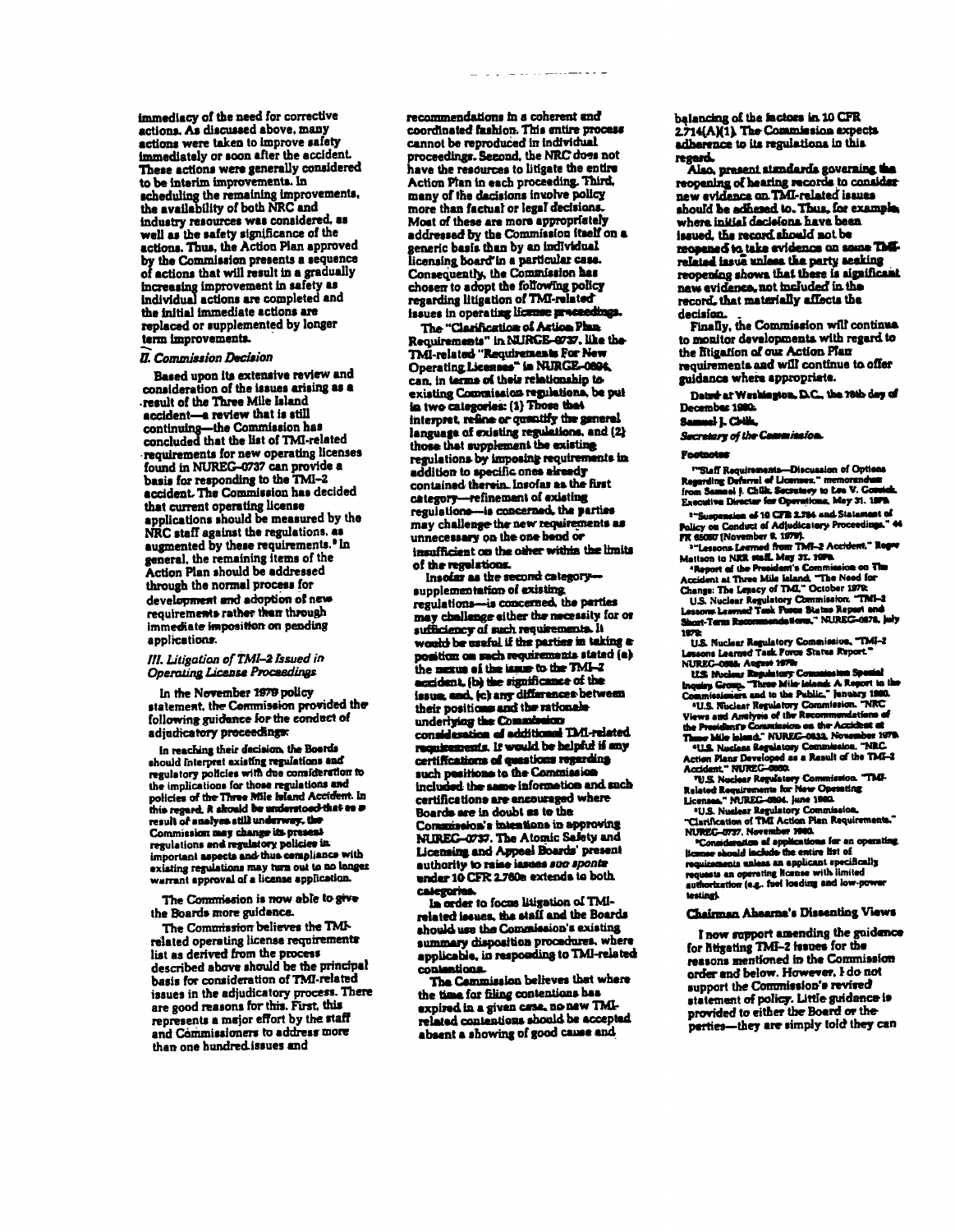immediacy of the need for corrective actions. As discussed above, many actions were taken to improve safety immediately or soon after the accident. These actions were generally considered to be interim improvements. In scheduling the remaining improvements, the availability of both NRC and industry resources was considered, as well as the safety significance of the actions. Thus, the Action Plan approved by the Commission presents a sequence of actions that will result in a gradually increasing improvement in safety as individual actions are completed and the initial immediate actions are replaced or supplemented by longer term improvements.

## II. Commission Decision

Based upon its extensive review and consideration of the issues arising as a result of the Three Mile Island accident—a review that is still continuing—the Commission has concluded that the list of TMI-related requirements for new operating licenses found in NUREG–0737 can provide a basis for responding to the TMI–2 accident. The Commission has decided that current operating license applications should be measured by the NRC staff against the regulations, as augmented by these requirements.[9] In general, the remaining items of the Action Plan should be addressed through the normal process for development and adoption of new requirements rather than through immediate imposition on pending applications.

## III. Litigation of TMI–2 Issued in Operating License Proceedings

In the November 1979 policy statement, the Commission provided the following guidance for the conduct of adjudicatory proceedings:

> In reaching their decision, the Boards should interpret existing regulations and regulatory policies with due consideration to the implications for those regulations and policies of the Three Mile Island Accident. In this regard, it should be understood that as a result of analyses still underway, the Commission may change its present regulations and regulatory policies in important aspects and thus compliance with existing regulations may turn out to no longer warrant approval of a license application.

The Commission is now able to give the Boards more guidance.

The Commission believes the TMI-related operating license requirements list as derived from the process described above should be the principal basis for consideration of TMI-related issues in the adjudicatory process. There are good reasons for this. First, this represents a major effort by the staff and Commissioners to address more than one hundred issues and recommendations in a coherent and coordinated fashion. This entire process cannot be reproduced in individual proceedings. Second, the NRC does not have the resources to litigate the entire Action Plan in each proceeding. Third, many of the decisions involve policy more than factual or legal decisions. Most of these are more appropriately addressed by the Commission itself on a generic basis than by an individual licensing board in a particular case. Consequently, the Commission has chosen to adopt the following policy regarding litigation of TMI-related issues in operating license proceedings.

The "Clarification of Action Plan Requirements" in NUREG–0737, like the TMI-related "Requirements For New Operating Licenses" in NUREG–0694, can, in terms of their relationship to existing Commission regulations, be put in two categories: (1) Those that interpret, refine or quantify the general language of existing regulations, and (2) those that supplement the existing regulations by imposing requirements in addition to specific ones already contained therein. Insofar as the first category—refinement of existing regulations—is concerned, the parties may challenge the new requirements as unnecessary on the one hand or insufficient on the other within the limits of the regulations.

Insofar as the second category—supplementation of existing regulations—is concerned, the parties may challenge either the necessity for or sufficiency of such requirements. It would be useful if the parties in taking a position on such requirements stated (a) the nexus of the issue to the TMI–2 accident, (b) the significance of the issue, and, (c) any differences between their positions and the rationale underlying the Commission consideration of additional TMI-related requirements. It would be helpful if any certifications of questions regarding such positions to the Commission included the same information and such certifications are encouraged where Boards are in doubt as to the Commission's intentions in approving NUREG–0737. The Atomic Safety and Licensing and Appeal Boards' present authority to raise issues *sua sponte* under 10 CFR 2.760a extends to both categories.

In order to focus litigation of TMI-related issues, the staff and the Boards should use the Commission's existing summary disposition procedures, where applicable, in responding to TMI-related contentions.

The Commission believes that where the time for filing contentions has expired in a given case, no new TMI-related contentions should be accepted absent a showing of good cause and balancing of the factors in 10 CFR 2.714(A)(1). The Commission expects adherence to its regulations in this regard.

Also, present standards governing the reopening of hearing records to consider new evidence on TMI-related issues should be adhered to. Thus, for example, where initial decisions have been issued, the record should not be reopened to take evidence on some TMI-related issue unless the party seeking reopening shows that there is significant new evidence, not included in the record, that materially affects the decision.

Finally, the Commission will continue to monitor developments with regard to the litigation of our Action Plan requirements and will continue to offer guidance where appropriate.

Dated at Washington, D.C., the 18th day of December 1980.

Samuel J. Chilk,

*Secretary of the Commission.*

### Footnotes

[1] "Staff Requirements—Discussion of Options Regarding Deferral of Licenses," memorandum from Samuel J. Chilk, Secretary to Lee V. Gossick, Executive Director for Operations, May 31, 1979.

[2] "Suspension of 10 CFR 2.764 and Statement of Policy on Conduct of Adjudicatory Proceedings," 44 FR 65050 (November 9, 1979).

[3] "Lessons Learned from TMI–2 Accident," Roger Mattson to NRR staff, May 31, 1979.

[4] Report of the President's Commission on The Accident at Three Mile Island, "The Need for Change: The Legacy of TMI," October 1979; U.S. Nuclear Regulatory Commission, "TMI–2 Lessons Learned Task Force Status Report and Short-Term Recommendations," NUREG–0578, July 1979; U.S. Nuclear Regulatory Commission, "TMI–2 Lessons Learned Task Force Status Report," NUREG–0585, August 1979; U.S. Nuclear Regulatory Commission Special Inquiry Group, "Three Mile Island: A Report to the Commissioners and to the Public," January 1980.

[5] U.S. Nuclear Regulatory Commission, "NRC Views and Analysis of the Recommendations of the President's Commission on the Accident at Three Mile Island," NUREG–0632, November 1979.

[6] U.S. Nuclear Regulatory Commission, "NRC Action Plans Developed as a Result of the TMI–2 Accident," NUREG–0660.

[7] U.S. Nuclear Regulatory Commission, "TMI-Related Requirements for New Operating Licenses," NUREG–0694, June 1980.

[8] U.S. Nuclear Regulatory Commission, "Clarification of TMI Action Plan Requirements," NUREG–0737, November 1980.

[9] Consideration of applications for an operating license should include the entire list of requirements unless an applicant specifically requests an operating license with limited authorization (e.g., fuel loading and low-power testing).

### Chairman Ahearne's Dissenting Views

I now support amending the guidance for litigating TMI–2 issues for the reasons mentioned in the Commission order and below. However, I do not support the Commission's revised statement of policy. Little guidance is provided to either the Board or the parties—they are simply told they can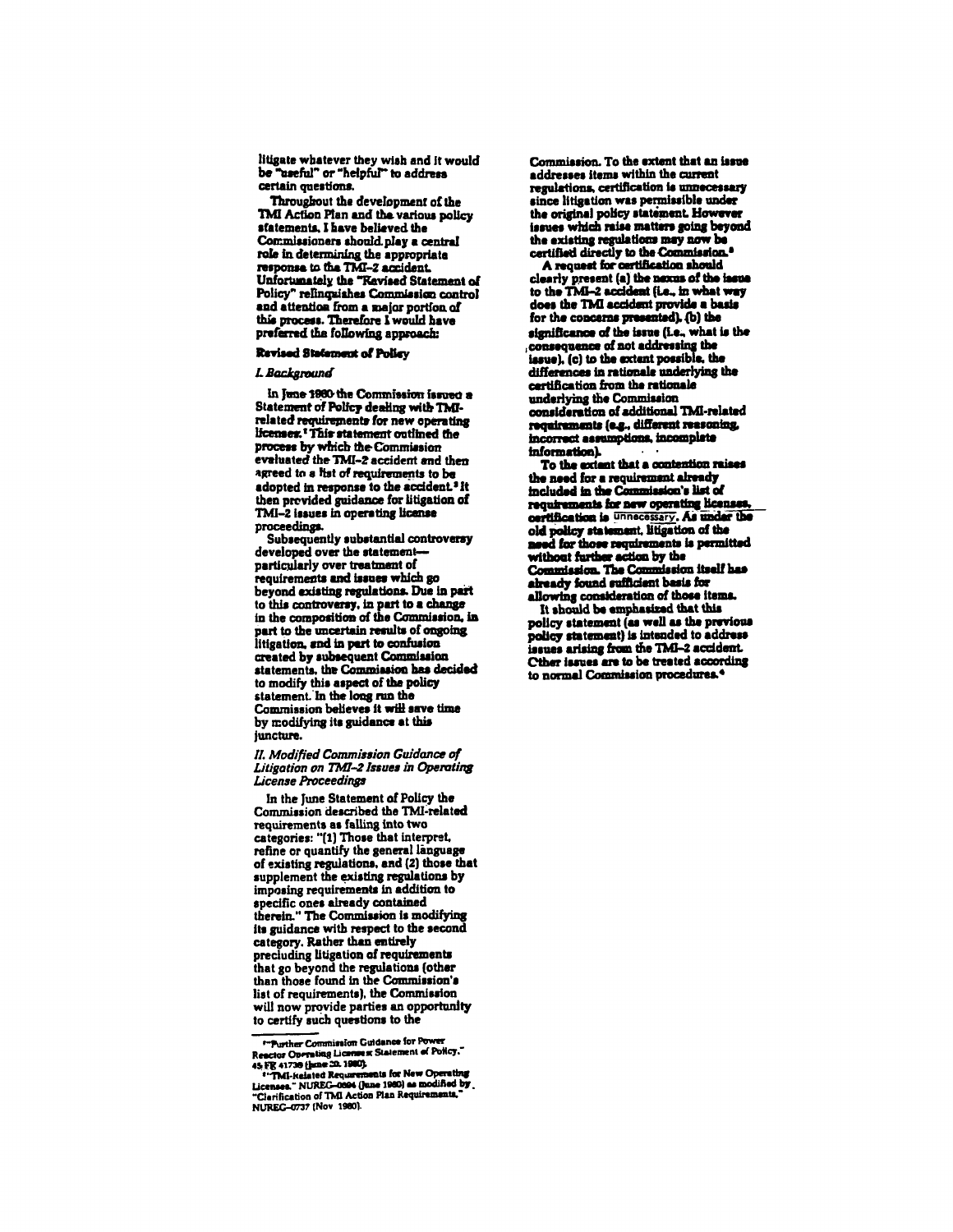litigate whatever they wish and it would be "useful" or "helpful" to address certain questions.

Throughout the development of the TMI Action Plan and the various policy statements, I have believed the Commissioners should play a central role in determining the appropriate response to the TMI-2 accident. Unfortunately the "Revised Statement of Policy" relinquishes Commission control and attention from a major portion of this process. Therefore I would have preferred the following approach:

**Revised Statement of Policy**

*I. Background*

In June 1980 the Commission issued a Statement of Policy dealing with TMI-related requirements for new operating licenses.[1] This statement outlined the process by which the Commission evaluated the TMI-2 accident and then agreed to a list of requirements to be adopted in response to the accident.[2] It then provided guidance for litigation of TMI-2 issues in operating license proceedings.

Subsequently substantial controversy developed over the statement—particularly over treatment of requirements and issues which go beyond existing regulations. Due in part to this controversy, in part to a change in the composition of the Commission, in part to the uncertain results of ongoing litigation, and in part to confusion created by subsequent Commission statements, the Commission has decided to modify this aspect of the policy statement. In the long run the Commission believes it will save time by modifying its guidance at this juncture.

*II. Modified Commission Guidance of Litigation on TMI-2 Issues in Operating License Proceedings*

In the June Statement of Policy the Commission described the TMI-related requirements as falling into two categories: "(1) Those that interpret, refine or quantify the general language of existing regulations, and (2) those that supplement the existing regulations by imposing requirements in addition to specific ones already contained therein." The Commission is modifying its guidance with respect to the second category. Rather than entirely precluding litigation of requirements that go beyond the regulations (other than those found in the Commission's list of requirements), the Commission will now provide parties an opportunity to certify such questions to the Commission. To the extent that an issue addresses items within the current regulations, certification is unnecessary since litigation was permissible under the original policy statement. However issues which raise matters going beyond the existing regulations may now be certified directly to the Commission.[3]

A request for certification should clearly present (a) the nexus of the issue to the TMI-2 accident (i.e., in what way does the TMI accident provide a basis for the concerns presented), (b) the significance of the issue (i.e., what is the consequence of not addressing the issue), (c) to the extent possible, the differences in rationale underlying the certification from the rationale underlying the Commission consideration of additional TMI-related requirements (e.g., different reasoning, incorrect assumptions, incomplete information).

To the extent that a contention raises the need for a requirement already included in the Commission's list of requirements for new operating licenses, certification is unnecessary. As under the old policy statement, litigation of the need for those requirements is permitted without further action by the Commission. The Commission itself has already found sufficient basis for allowing consideration of those items.

It should be emphasized that this policy statement (as well as the previous policy statement) is intended to address issues arising from the TMI-2 accident. Other issues are to be treated according to normal Commission procedures.[4]

---

[1] "Further Commission Guidance for Power Reactor Operating Licenses; Statement of Policy," 45 FR 41738 (June 20, 1980).

[2] "TMI-Related Requirements for New Operating Licenses," NUREG-0694 (June 1980) as modified by "Clarification of TMI Action Plan Requirements," NUREG-0737 (Nov 1980).